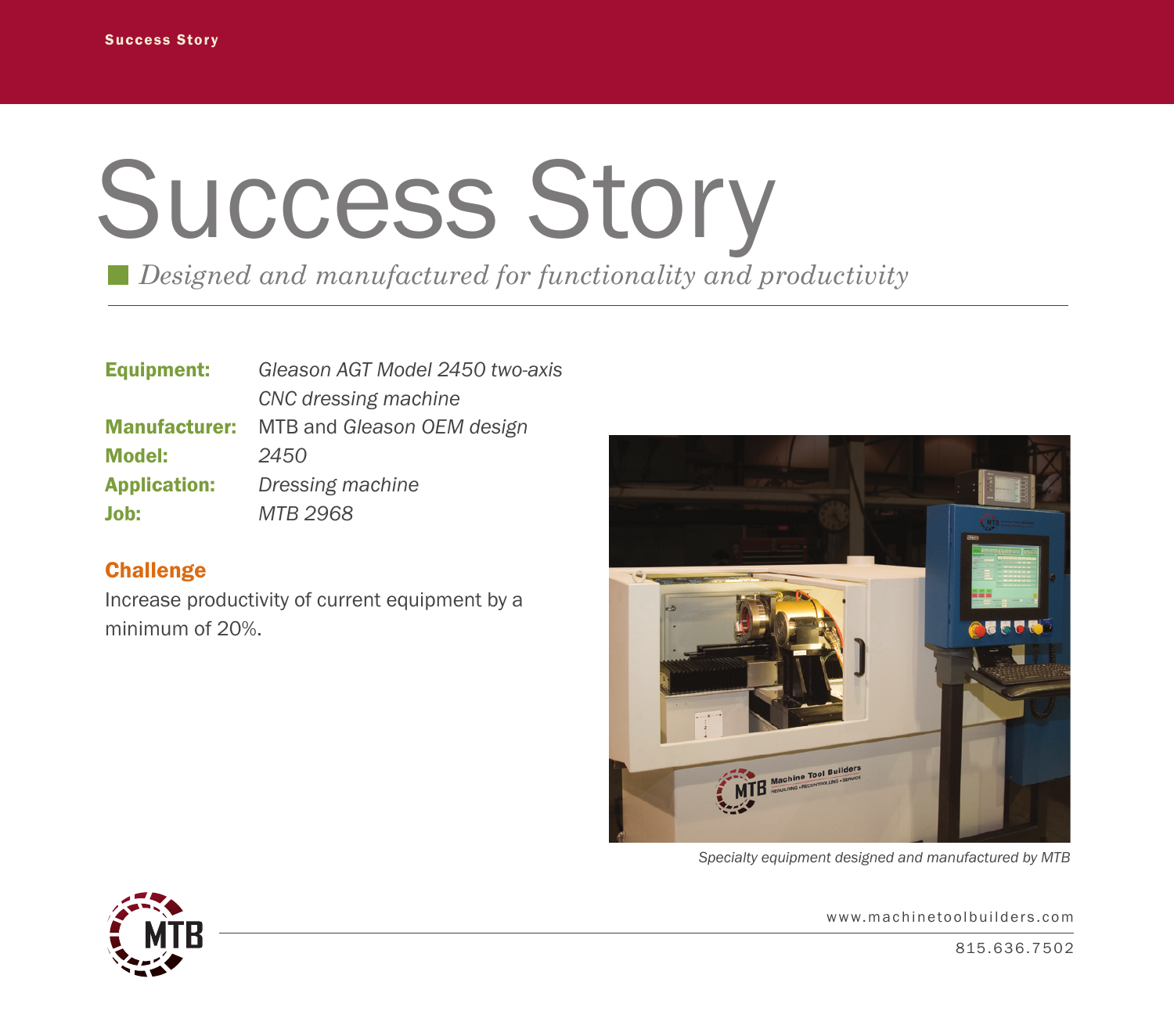# Success Story

*Designed and manufactured for functionality and productivity*

**Equipment:** *Gleason AGT Model 2450 two-axis CNC dressing machine*
**Manufacturer:** MTB and *Gleason OEM design*
**Model:** *2450*
**Application:** *Dressing machine*
**Job:** *MTB 2968*

## Challenge

Increase productivity of current equipment by a minimum of 20%.

*Specialty equipment designed and manufactured by MTB*

www.machinetoolbuilders.com

815.636.7502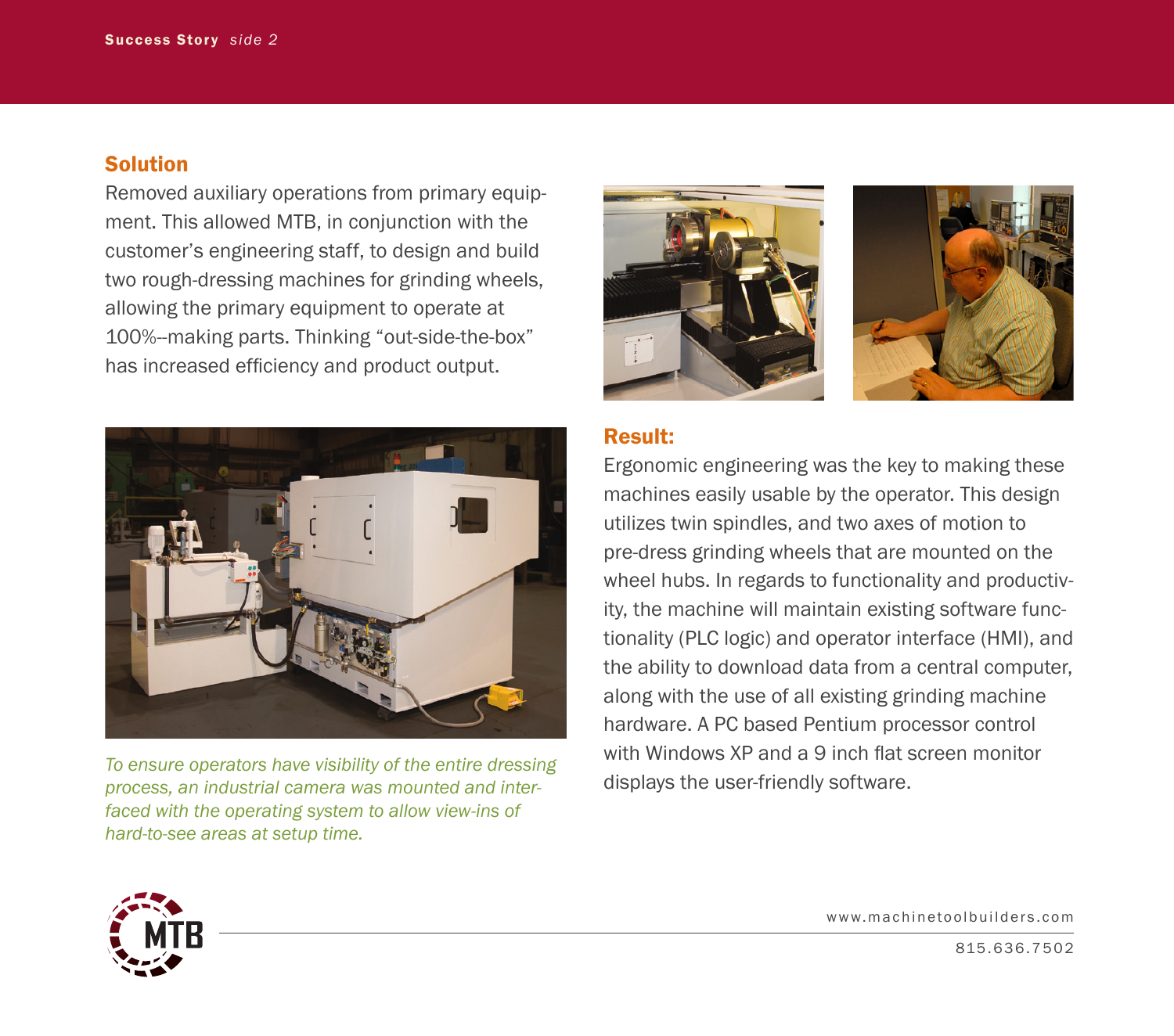## Solution

Removed auxiliary operations from primary equipment. This allowed MTB, in conjunction with the customer's engineering staff, to design and build two rough-dressing machines for grinding wheels, allowing the primary equipment to operate at 100%--making parts. Thinking "out-side-the-box" has increased efficiency and product output.

*To ensure operators have visibility of the entire dressing process, an industrial camera was mounted and interfaced with the operating system to allow view-ins of hard-to-see areas at setup time.*

## Result:

Ergonomic engineering was the key to making these machines easily usable by the operator. This design utilizes twin spindles, and two axes of motion to pre-dress grinding wheels that are mounted on the wheel hubs. In regards to functionality and productivity, the machine will maintain existing software functionality (PLC logic) and operator interface (HMI), and the ability to download data from a central computer, along with the use of all existing grinding machine hardware. A PC based Pentium processor control with Windows XP and a 9 inch flat screen monitor displays the user-friendly software.

MTB

www.machinetoolbuilders.com

815.636.7502